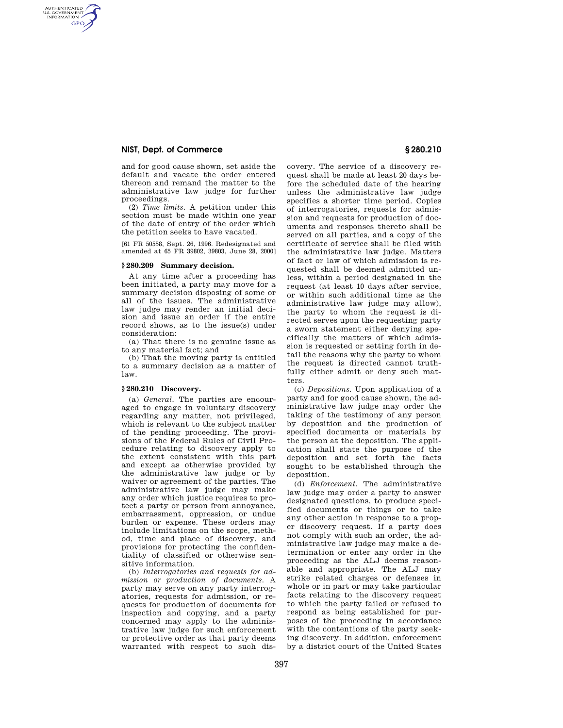and for good cause shown, set aside the default and vacate the order entered thereon and remand the matter to the administrative law judge for further proceedings.

(2) *Time limits.* A petition under this section must be made within one year of the date of entry of the order which the petition seeks to have vacated.

[61 FR 50558, Sept. 26, 1996. Redesignated and amended at 65 FR 39802, 39803, June 28, 2000]

### § 280.209 Summary decision.

At any time after a proceeding has been initiated, a party may move for a summary decision disposing of some or all of the issues. The administrative law judge may render an initial decision and issue an order if the entire record shows, as to the issue(s) under consideration:

(a) That there is no genuine issue as to any material fact; and

(b) That the moving party is entitled to a summary decision as a matter of law.

### § 280.210 Discovery.

(a) *General.* The parties are encouraged to engage in voluntary discovery regarding any matter, not privileged, which is relevant to the subject matter of the pending proceeding. The provisions of the Federal Rules of Civil Procedure relating to discovery apply to the extent consistent with this part and except as otherwise provided by the administrative law judge or by waiver or agreement of the parties. The administrative law judge may make any order which justice requires to protect a party or person from annoyance, embarrassment, oppression, or undue burden or expense. These orders may include limitations on the scope, method, time and place of discovery, and provisions for protecting the confidentiality of classified or otherwise sensitive information.

(b) *Interrogatories and requests for admission or production of documents.* A party may serve on any party interrogatories, requests for admission, or requests for production of documents for inspection and copying, and a party concerned may apply to the administrative law judge for such enforcement or protective order as that party deems warranted with respect to such discovery. The service of a discovery request shall be made at least 20 days before the scheduled date of the hearing unless the administrative law judge specifies a shorter time period. Copies of interrogatories, requests for admission and requests for production of documents and responses thereto shall be served on all parties, and a copy of the certificate of service shall be filed with the administrative law judge. Matters of fact or law of which admission is requested shall be deemed admitted unless, within a period designated in the request (at least 10 days after service, or within such additional time as the administrative law judge may allow), the party to whom the request is directed serves upon the requesting party a sworn statement either denying specifically the matters of which admission is requested or setting forth in detail the reasons why the party to whom the request is directed cannot truthfully either admit or deny such matters.

(c) *Depositions.* Upon application of a party and for good cause shown, the administrative law judge may order the taking of the testimony of any person by deposition and the production of specified documents or materials by the person at the deposition. The application shall state the purpose of the deposition and set forth the facts sought to be established through the deposition.

(d) *Enforcement.* The administrative law judge may order a party to answer designated questions, to produce specified documents or things or to take any other action in response to a proper discovery request. If a party does not comply with such an order, the administrative law judge may make a determination or enter any order in the proceeding as the ALJ deems reasonable and appropriate. The ALJ may strike related charges or defenses in whole or in part or may take particular facts relating to the discovery request to which the party failed or refused to respond as being established for purposes of the proceeding in accordance with the contentions of the party seeking discovery. In addition, enforcement by a district court of the United States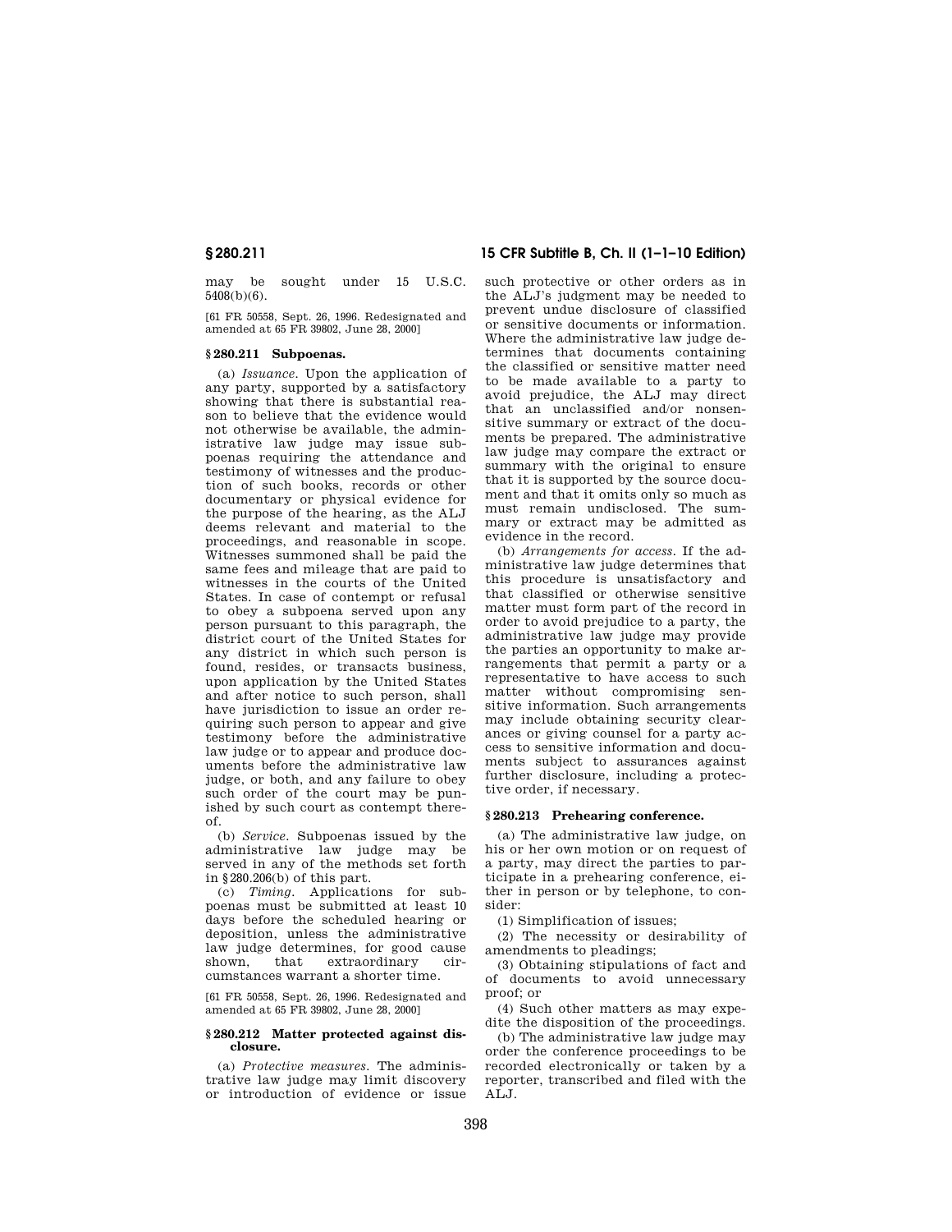may be sought under 15 U.S.C. 5408(b)(6).

[61 FR 50558, Sept. 26, 1996. Redesignated and amended at 65 FR 39802, June 28, 2000]

### § 280.211 Subpoenas.

(a) *Issuance.* Upon the application of any party, supported by a satisfactory showing that there is substantial reason to believe that the evidence would not otherwise be available, the administrative law judge may issue subpoenas requiring the attendance and testimony of witnesses and the production of such books, records or other documentary or physical evidence for the purpose of the hearing, as the ALJ deems relevant and material to the proceedings, and reasonable in scope. Witnesses summoned shall be paid the same fees and mileage that are paid to witnesses in the courts of the United States. In case of contempt or refusal to obey a subpoena served upon any person pursuant to this paragraph, the district court of the United States for any district in which such person is found, resides, or transacts business, upon application by the United States and after notice to such person, shall have jurisdiction to issue an order requiring such person to appear and give testimony before the administrative law judge or to appear and produce documents before the administrative law judge, or both, and any failure to obey such order of the court may be punished by such court as contempt thereof.

(b) *Service.* Subpoenas issued by the administrative law judge may be served in any of the methods set forth in §280.206(b) of this part.

(c) *Timing.* Applications for subpoenas must be submitted at least 10 days before the scheduled hearing or deposition, unless the administrative law judge determines, for good cause shown, that extraordinary circumstances warrant a shorter time.

[61 FR 50558, Sept. 26, 1996. Redesignated and amended at 65 FR 39802, June 28, 2000]

### § 280.212 Matter protected against disclosure.

(a) *Protective measures.* The administrative law judge may limit discovery or introduction of evidence or issue such protective or other orders as in the ALJ's judgment may be needed to prevent undue disclosure of classified or sensitive documents or information. Where the administrative law judge determines that documents containing the classified or sensitive matter need to be made available to a party to avoid prejudice, the ALJ may direct that an unclassified and/or nonsensitive summary or extract of the documents be prepared. The administrative law judge may compare the extract or summary with the original to ensure that it is supported by the source document and that it omits only so much as must remain undisclosed. The summary or extract may be admitted as evidence in the record.

(b) *Arrangements for access.* If the administrative law judge determines that this procedure is unsatisfactory and that classified or otherwise sensitive matter must form part of the record in order to avoid prejudice to a party, the administrative law judge may provide the parties an opportunity to make arrangements that permit a party or a representative to have access to such matter without compromising sensitive information. Such arrangements may include obtaining security clearances or giving counsel for a party access to sensitive information and documents subject to assurances against further disclosure, including a protective order, if necessary.

### § 280.213 Prehearing conference.

(a) The administrative law judge, on his or her own motion or on request of a party, may direct the parties to participate in a prehearing conference, either in person or by telephone, to consider:

(1) Simplification of issues;

(2) The necessity or desirability of amendments to pleadings;

(3) Obtaining stipulations of fact and of documents to avoid unnecessary proof; or

(4) Such other matters as may expedite the disposition of the proceedings.

(b) The administrative law judge may order the conference proceedings to be recorded electronically or taken by a reporter, transcribed and filed with the ALJ.